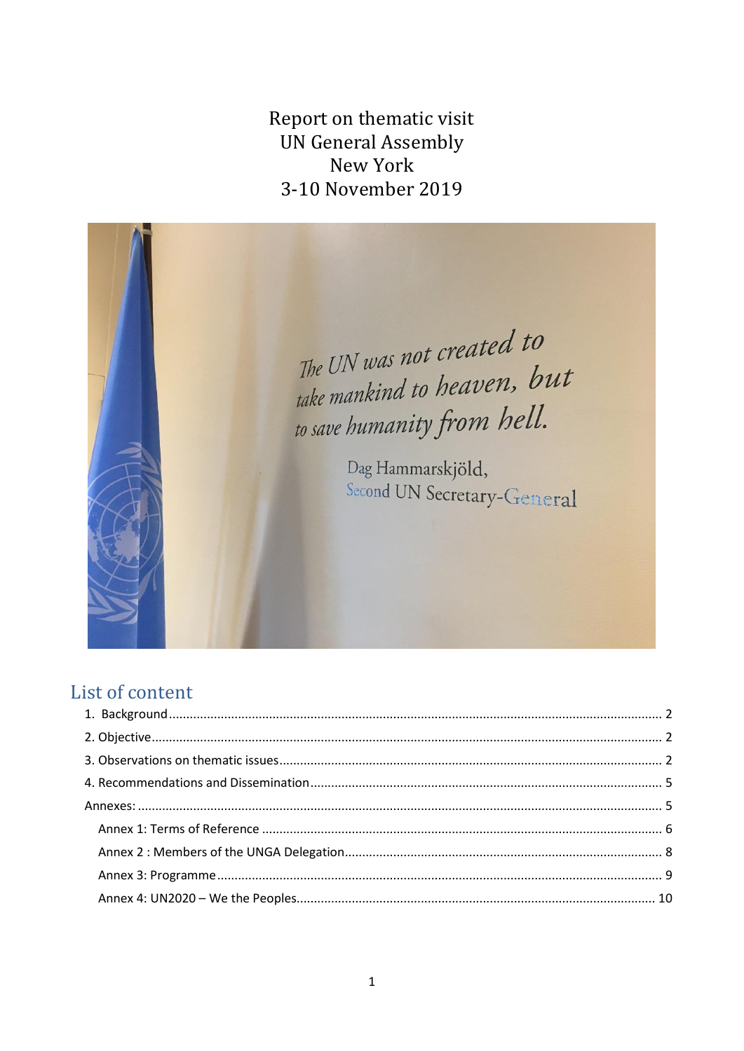# Report on thematic visit
# UN General Assembly
# New York
# 3-10 November 2019

## List of content

1. Background ..... 2
2. Objective ..... 2
3. Observations on thematic issues ..... 2
4. Recommendations and Dissemination ..... 5

Annexes: ..... 5

- Annex 1: Terms of Reference ..... 6
- Annex 2 : Members of the UNGA Delegation ..... 8
- Annex 3: Programme ..... 9
- Annex 4: UN2020 – We the Peoples ..... 10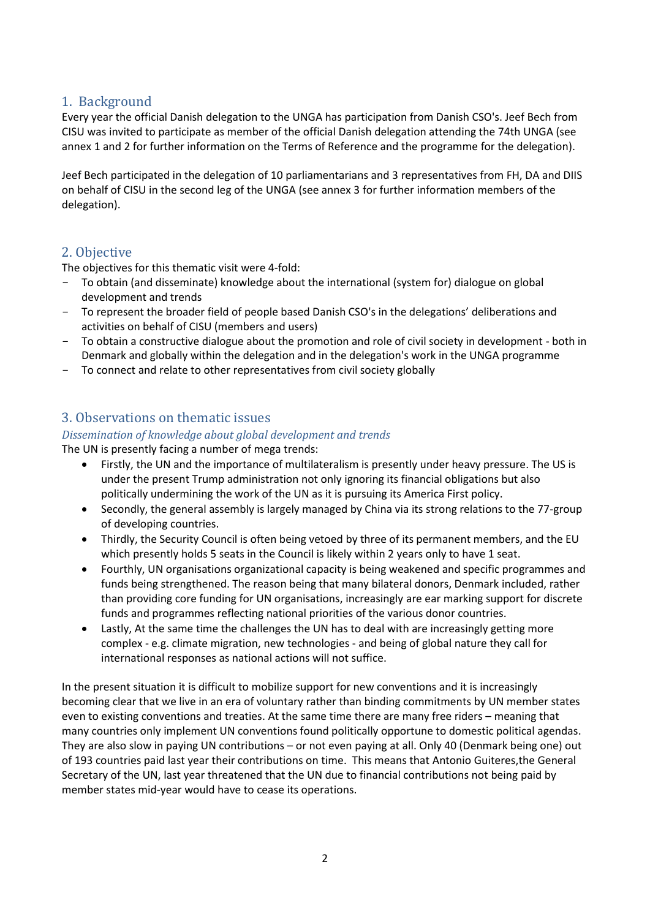## 1. Background

Every year the official Danish delegation to the UNGA has participation from Danish CSO's. Jeef Bech from CISU was invited to participate as member of the official Danish delegation attending the 74th UNGA (see annex 1 and 2 for further information on the Terms of Reference and the programme for the delegation).

Jeef Bech participated in the delegation of 10 parliamentarians and 3 representatives from FH, DA and DIIS on behalf of CISU in the second leg of the UNGA (see annex 3 for further information members of the delegation).

## 2. Objective

The objectives for this thematic visit were 4-fold:

- To obtain (and disseminate) knowledge about the international (system for) dialogue on global development and trends
- To represent the broader field of people based Danish CSO's in the delegations' deliberations and activities on behalf of CISU (members and users)
- To obtain a constructive dialogue about the promotion and role of civil society in development - both in Denmark and globally within the delegation and in the delegation's work in the UNGA programme
- To connect and relate to other representatives from civil society globally

## 3. Observations on thematic issues

### *Dissemination of knowledge about global development and trends*

The UN is presently facing a number of mega trends:

- Firstly, the UN and the importance of multilateralism is presently under heavy pressure. The US is under the present Trump administration not only ignoring its financial obligations but also politically undermining the work of the UN as it is pursuing its America First policy.
- Secondly, the general assembly is largely managed by China via its strong relations to the 77-group of developing countries.
- Thirdly, the Security Council is often being vetoed by three of its permanent members, and the EU which presently holds 5 seats in the Council is likely within 2 years only to have 1 seat.
- Fourthly, UN organisations organizational capacity is being weakened and specific programmes and funds being strengthened. The reason being that many bilateral donors, Denmark included, rather than providing core funding for UN organisations, increasingly are ear marking support for discrete funds and programmes reflecting national priorities of the various donor countries.
- Lastly, At the same time the challenges the UN has to deal with are increasingly getting more complex - e.g. climate migration, new technologies - and being of global nature they call for international responses as national actions will not suffice.

In the present situation it is difficult to mobilize support for new conventions and it is increasingly becoming clear that we live in an era of voluntary rather than binding commitments by UN member states even to existing conventions and treaties. At the same time there are many free riders – meaning that many countries only implement UN conventions found politically opportune to domestic political agendas. They are also slow in paying UN contributions – or not even paying at all. Only 40 (Denmark being one) out of 193 countries paid last year their contributions on time. This means that Antonio Guiteres,the General Secretary of the UN, last year threatened that the UN due to financial contributions not being paid by member states mid-year would have to cease its operations.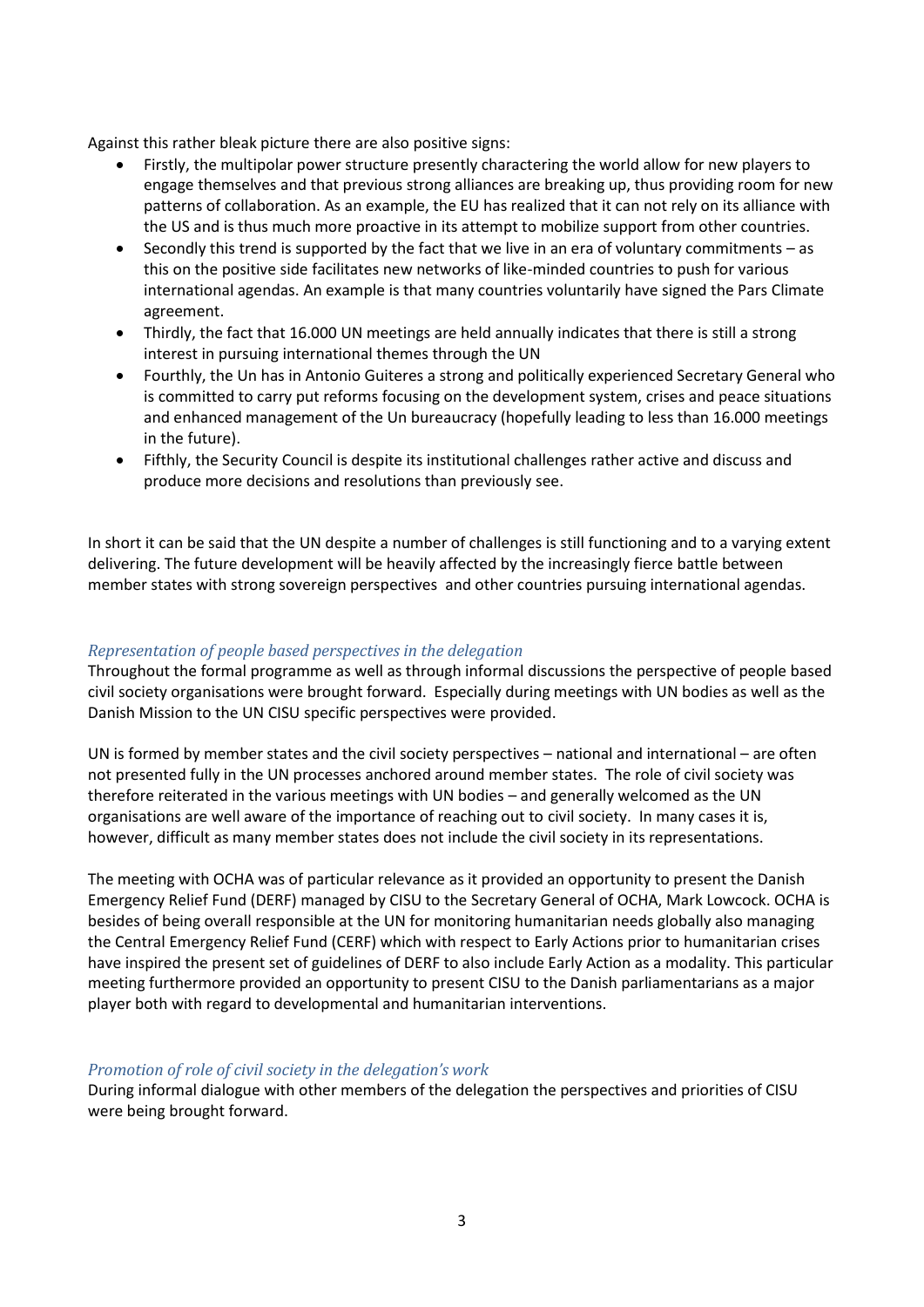Against this rather bleak picture there are also positive signs:

- Firstly, the multipolar power structure presently charactering the world allow for new players to engage themselves and that previous strong alliances are breaking up, thus providing room for new patterns of collaboration. As an example, the EU has realized that it can not rely on its alliance with the US and is thus much more proactive in its attempt to mobilize support from other countries.
- Secondly this trend is supported by the fact that we live in an era of voluntary commitments – as this on the positive side facilitates new networks of like-minded countries to push for various international agendas. An example is that many countries voluntarily have signed the Pars Climate agreement.
- Thirdly, the fact that 16.000 UN meetings are held annually indicates that there is still a strong interest in pursuing international themes through the UN
- Fourthly, the Un has in Antonio Guiteres a strong and politically experienced Secretary General who is committed to carry put reforms focusing on the development system, crises and peace situations and enhanced management of the Un bureaucracy (hopefully leading to less than 16.000 meetings in the future).
- Fifthly, the Security Council is despite its institutional challenges rather active and discuss and produce more decisions and resolutions than previously see.

In short it can be said that the UN despite a number of challenges is still functioning and to a varying extent delivering. The future development will be heavily affected by the increasingly fierce battle between member states with strong sovereign perspectives and other countries pursuing international agendas.

### *Representation of people based perspectives in the delegation*

Throughout the formal programme as well as through informal discussions the perspective of people based civil society organisations were brought forward. Especially during meetings with UN bodies as well as the Danish Mission to the UN CISU specific perspectives were provided.

UN is formed by member states and the civil society perspectives – national and international – are often not presented fully in the UN processes anchored around member states. The role of civil society was therefore reiterated in the various meetings with UN bodies – and generally welcomed as the UN organisations are well aware of the importance of reaching out to civil society. In many cases it is, however, difficult as many member states does not include the civil society in its representations.

The meeting with OCHA was of particular relevance as it provided an opportunity to present the Danish Emergency Relief Fund (DERF) managed by CISU to the Secretary General of OCHA, Mark Lowcock. OCHA is besides of being overall responsible at the UN for monitoring humanitarian needs globally also managing the Central Emergency Relief Fund (CERF) which with respect to Early Actions prior to humanitarian crises have inspired the present set of guidelines of DERF to also include Early Action as a modality. This particular meeting furthermore provided an opportunity to present CISU to the Danish parliamentarians as a major player both with regard to developmental and humanitarian interventions.

### *Promotion of role of civil society in the delegation's work*

During informal dialogue with other members of the delegation the perspectives and priorities of CISU were being brought forward.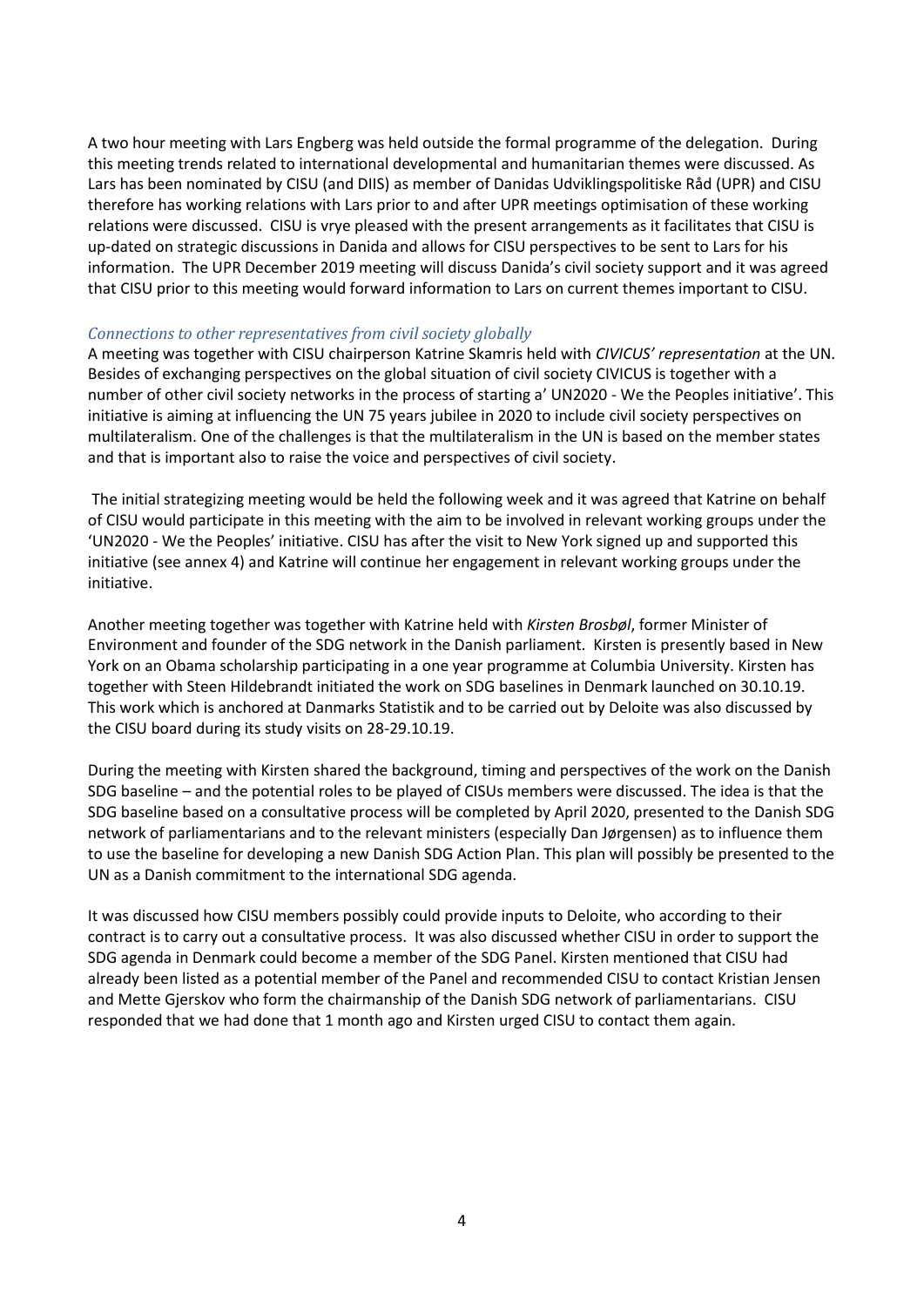A two hour meeting with Lars Engberg was held outside the formal programme of the delegation. During this meeting trends related to international developmental and humanitarian themes were discussed. As Lars has been nominated by CISU (and DIIS) as member of Danidas Udviklingspolitiske Råd (UPR) and CISU therefore has working relations with Lars prior to and after UPR meetings optimisation of these working relations were discussed. CISU is vrye pleased with the present arrangements as it facilitates that CISU is up-dated on strategic discussions in Danida and allows for CISU perspectives to be sent to Lars for his information. The UPR December 2019 meeting will discuss Danida's civil society support and it was agreed that CISU prior to this meeting would forward information to Lars on current themes important to CISU.

### *Connections to other representatives from civil society globally*

A meeting was together with CISU chairperson Katrine Skamris held with *CIVICUS' representation* at the UN. Besides of exchanging perspectives on the global situation of civil society CIVICUS is together with a number of other civil society networks in the process of starting a' UN2020 - We the Peoples initiative'. This initiative is aiming at influencing the UN 75 years jubilee in 2020 to include civil society perspectives on multilateralism. One of the challenges is that the multilateralism in the UN is based on the member states and that is important also to raise the voice and perspectives of civil society.

The initial strategizing meeting would be held the following week and it was agreed that Katrine on behalf of CISU would participate in this meeting with the aim to be involved in relevant working groups under the 'UN2020 - We the Peoples' initiative. CISU has after the visit to New York signed up and supported this initiative (see annex 4) and Katrine will continue her engagement in relevant working groups under the initiative.

Another meeting together was together with Katrine held with *Kirsten Brosbøl*, former Minister of Environment and founder of the SDG network in the Danish parliament. Kirsten is presently based in New York on an Obama scholarship participating in a one year programme at Columbia University. Kirsten has together with Steen Hildebrandt initiated the work on SDG baselines in Denmark launched on 30.10.19. This work which is anchored at Danmarks Statistik and to be carried out by Deloite was also discussed by the CISU board during its study visits on 28-29.10.19.

During the meeting with Kirsten shared the background, timing and perspectives of the work on the Danish SDG baseline – and the potential roles to be played of CISUs members were discussed. The idea is that the SDG baseline based on a consultative process will be completed by April 2020, presented to the Danish SDG network of parliamentarians and to the relevant ministers (especially Dan Jørgensen) as to influence them to use the baseline for developing a new Danish SDG Action Plan. This plan will possibly be presented to the UN as a Danish commitment to the international SDG agenda.

It was discussed how CISU members possibly could provide inputs to Deloite, who according to their contract is to carry out a consultative process. It was also discussed whether CISU in order to support the SDG agenda in Denmark could become a member of the SDG Panel. Kirsten mentioned that CISU had already been listed as a potential member of the Panel and recommended CISU to contact Kristian Jensen and Mette Gjerskov who form the chairmanship of the Danish SDG network of parliamentarians. CISU responded that we had done that 1 month ago and Kirsten urged CISU to contact them again.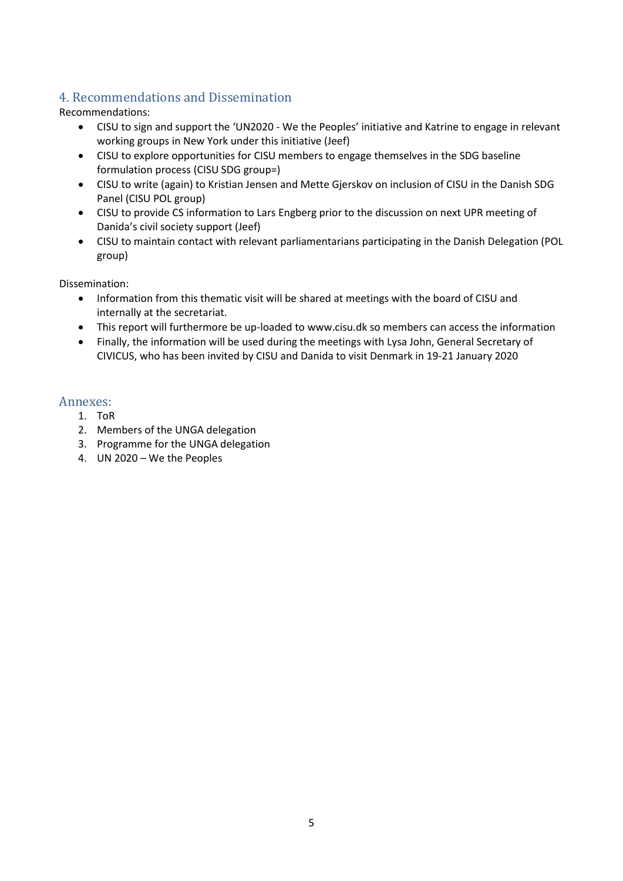## 4. Recommendations and Dissemination

Recommendations:

- CISU to sign and support the 'UN2020 - We the Peoples' initiative and Katrine to engage in relevant working groups in New York under this initiative (Jeef)
- CISU to explore opportunities for CISU members to engage themselves in the SDG baseline formulation process (CISU SDG group=)
- CISU to write (again) to Kristian Jensen and Mette Gjerskov on inclusion of CISU in the Danish SDG Panel (CISU POL group)
- CISU to provide CS information to Lars Engberg prior to the discussion on next UPR meeting of Danida's civil society support (Jeef)
- CISU to maintain contact with relevant parliamentarians participating in the Danish Delegation (POL group)

Dissemination:

- Information from this thematic visit will be shared at meetings with the board of CISU and internally at the secretariat.
- This report will furthermore be up-loaded to www.cisu.dk so members can access the information
- Finally, the information will be used during the meetings with Lysa John, General Secretary of CIVICUS, who has been invited by CISU and Danida to visit Denmark in 19-21 January 2020

## Annexes:

1. ToR
2. Members of the UNGA delegation
3. Programme for the UNGA delegation
4. UN 2020 – We the Peoples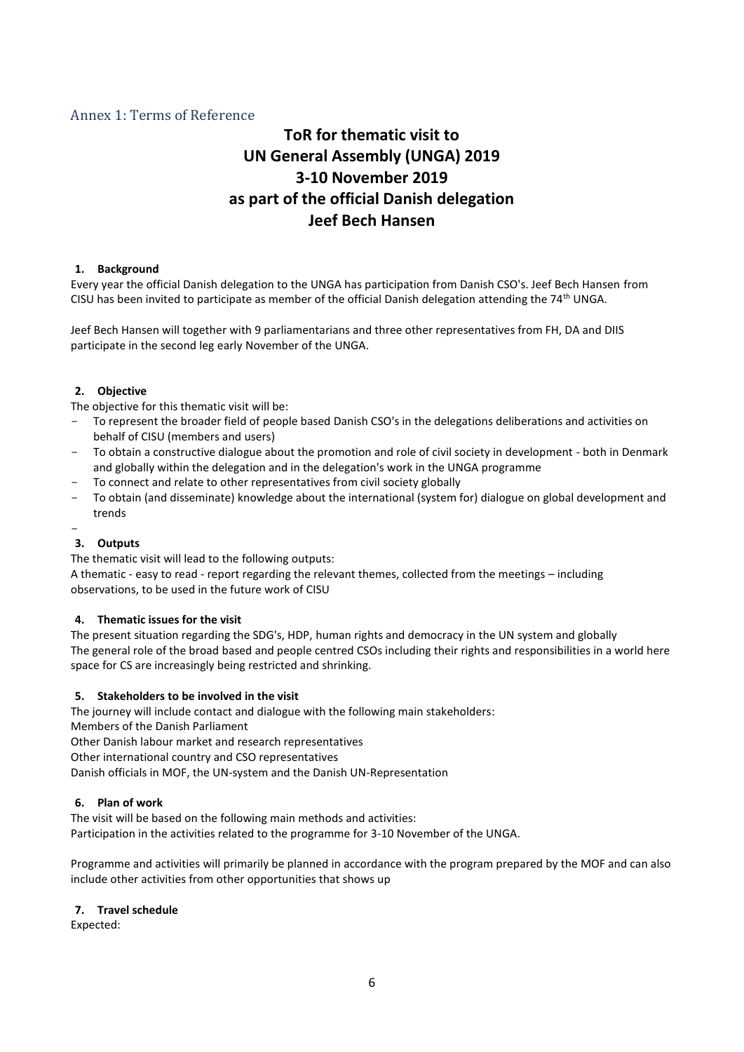## Annex 1: Terms of Reference

# ToR for thematic visit to UN General Assembly (UNGA) 2019 3-10 November 2019 as part of the official Danish delegation Jeef Bech Hansen

### 1. Background

Every year the official Danish delegation to the UNGA has participation from Danish CSO's. Jeef Bech Hansen from CISU has been invited to participate as member of the official Danish delegation attending the 74th UNGA.

Jeef Bech Hansen will together with 9 parliamentarians and three other representatives from FH, DA and DIIS participate in the second leg early November of the UNGA.

### 2. Objective

The objective for this thematic visit will be:

- To represent the broader field of people based Danish CSO's in the delegations deliberations and activities on behalf of CISU (members and users)
- To obtain a constructive dialogue about the promotion and role of civil society in development - both in Denmark and globally within the delegation and in the delegation's work in the UNGA programme
- To connect and relate to other representatives from civil society globally
- To obtain (and disseminate) knowledge about the international (system for) dialogue on global development and trends
-

### 3. Outputs

The thematic visit will lead to the following outputs:

A thematic - easy to read - report regarding the relevant themes, collected from the meetings – including observations, to be used in the future work of CISU

### 4. Thematic issues for the visit

The present situation regarding the SDG's, HDP, human rights and democracy in the UN system and globally

The general role of the broad based and people centred CSOs including their rights and responsibilities in a world here space for CS are increasingly being restricted and shrinking.

### 5. Stakeholders to be involved in the visit

The journey will include contact and dialogue with the following main stakeholders:

Members of the Danish Parliament

Other Danish labour market and research representatives

Other international country and CSO representatives

Danish officials in MOF, the UN-system and the Danish UN-Representation

### 6. Plan of work

The visit will be based on the following main methods and activities:

Participation in the activities related to the programme for 3-10 November of the UNGA.

Programme and activities will primarily be planned in accordance with the program prepared by the MOF and can also include other activities from other opportunities that shows up

### 7. Travel schedule

Expected: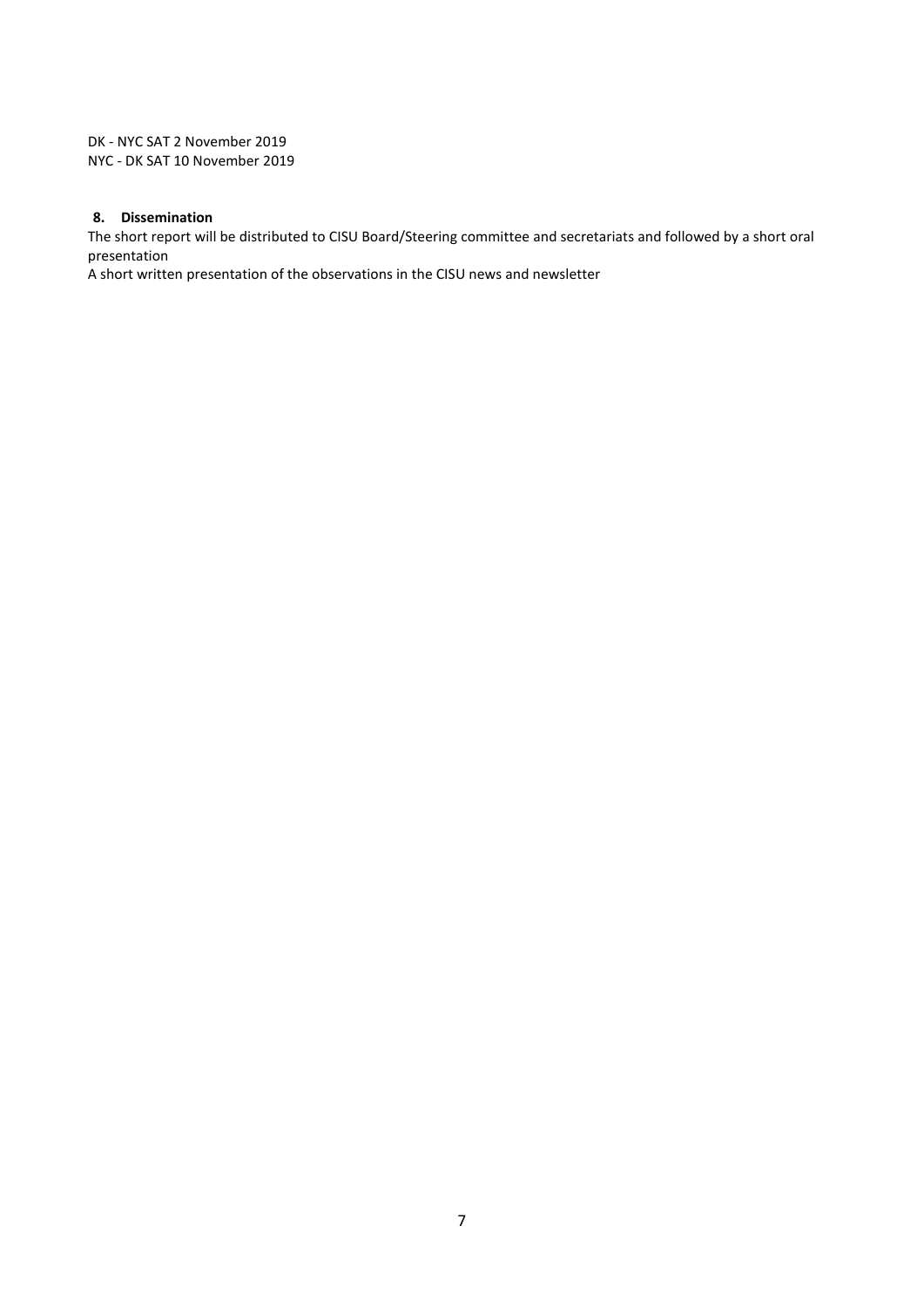DK - NYC SAT 2 November 2019
NYC - DK SAT 10 November 2019

### 8. Dissemination

The short report will be distributed to CISU Board/Steering committee and secretariats and followed by a short oral presentation

A short written presentation of the observations in the CISU news and newsletter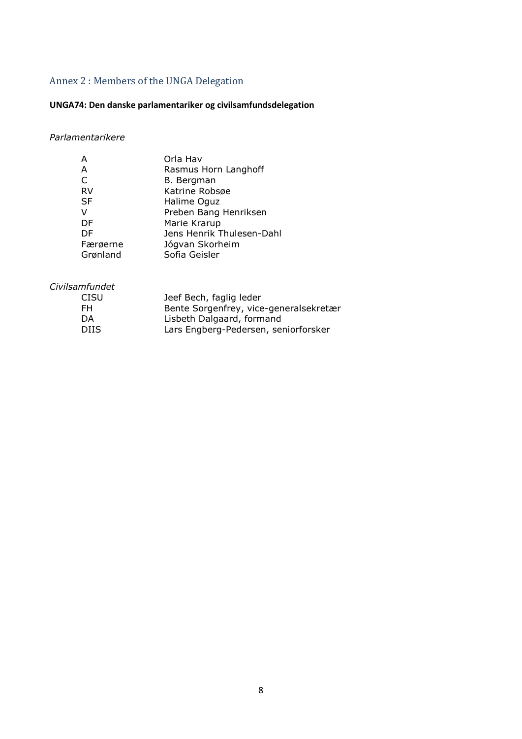## Annex 2 : Members of the UNGA Delegation

**UNGA74: Den danske parlamentariker og civilsamfundsdelegation**

*Parlamentarikere*

| | |
|---|---|
| A | Orla Hav |
| A | Rasmus Horn Langhoff |
| C | B. Bergman |
| RV | Katrine Robsøe |
| SF | Halime Oguz |
| V | Preben Bang Henriksen |
| DF | Marie Krarup |
| DF | Jens Henrik Thulesen-Dahl |
| Færøerne | Jógvan Skorheim |
| Grønland | Sofia Geisler |

*Civilsamfundet*

| | |
|---|---|
| CISU | Jeef Bech, faglig leder |
| FH | Bente Sorgenfrey, vice-generalsekretær |
| DA | Lisbeth Dalgaard, formand |
| DIIS | Lars Engberg-Pedersen, seniorforsker |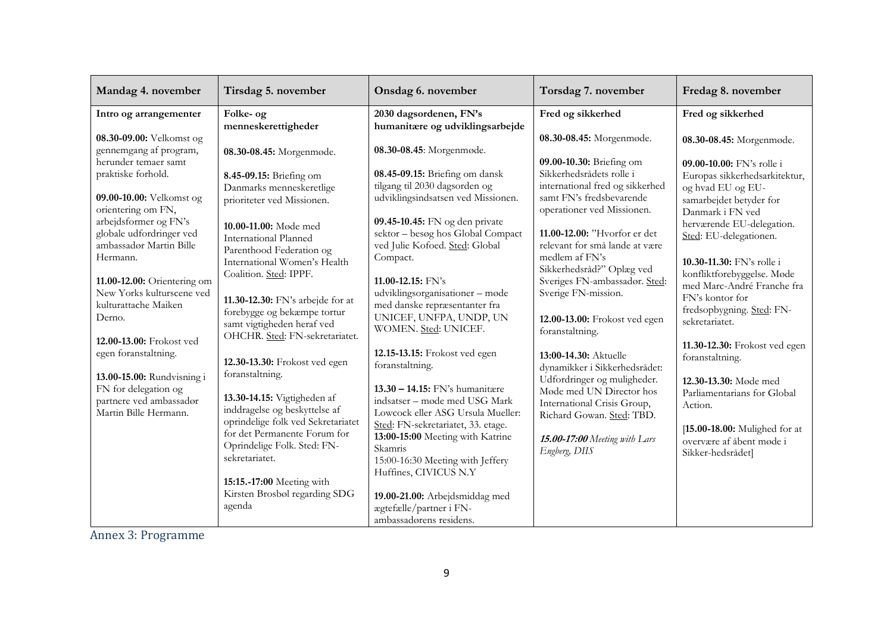| Mandag 4. november | Tirsdag 5. november | Onsdag 6. november | Torsdag 7. november | Fredag 8. november |
|---|---|---|---|---|
| **Intro og arrangementer**<br><br>**08.30-09.00:** Velkomst og gennemgang af program, herunder temaer samt praktiske forhold.<br><br>**09.00-10.00:** Velkomst og orientering om FN, arbejdsformer og FN's globale udfordringer ved ambassadør Martin Bille Hermann.<br><br>**11.00-12.00:** Orientering om New Yorks kulturscene ved kulturattache Maiken Derno.<br><br>**12.00-13.00:** Frokost ved egen foranstaltning.<br><br>**13.00-15.00:** Rundvisning i FN for delegation og partnere ved ambassadør Martin Bille Hermann. | **Folke- og menneskerettigheder**<br><br>**08.30-08.45:** Morgenmøde.<br><br>**8.45-09.15:** Briefing om Danmarks menneskeretlige prioriteter ved Missionen.<br><br>**10.00-11.00:** Møde med International Planned Parenthood Federation og International Women's Health Coalition. Sted: IPPF.<br><br>**11.30-12.30:** FN's arbejde for at forebygge og bekæmpe tortur samt vigtigheden heraf ved OHCHR. Sted: FN-sekretariatet.<br><br>**12.30-13.30:** Frokost ved egen foranstaltning.<br><br>**13.30-14.15:** Vigtigheden af inddragelse og beskyttelse af oprindelige folk ved Sekretariatet for det Permanente Forum for Oprindelige Folk. Sted: FN-sekretariatet.<br><br>**15:15.-17:00** Meeting with Kirsten Brosbøl regarding SDG agenda | **2030 dagsordenen, FN's humanitære og udviklingsarbejde**<br><br>**08.30-08.45**: Morgenmøde.<br><br>**08.45-09.15:** Briefing om dansk tilgang til 2030 dagsorden og udviklingsindsatsen ved Missionen.<br><br>**09.45-10.45:** FN og den private sektor – besøg hos Global Compact ved Julie Kofoed. Sted: Global Compact.<br><br>**11.00-12.15:** FN's udviklingsorganisationer – møde med danske repræsentanter fra UNICEF, UNFPA, UNDP, UN WOMEN. Sted: UNICEF.<br><br>**12.15-13.15:** Frokost ved egen foranstaltning.<br><br>**13.30 – 14.15:** FN's humanitære indsatser – møde med USG Mark Lowcock eller ASG Ursula Mueller: Sted: FN-sekretariatet, 33. etage.<br>**13:00-15:00** Meeting with Katrine Skamris<br>15:00-16:30 Meeting with Jeffery Huffines, CIVICUS N.Y<br><br>**19.00-21.00:** Arbejdsmiddag med ægtefælle/partner i FN-ambassadørens residens. | **Fred og sikkerhed**<br><br>**08.30-08.45:** Morgenmøde.<br><br>**09.00-10.30:** Briefing om Sikkerhedsrådets rolle i international fred og sikkerhed samt FN's fredsbevarende operationer ved Missionen.<br><br>**11.00-12.00:** "Hvorfor er det relevant for små lande at være medlem af FN's Sikkerhedsråd?" Oplæg ved Sveriges FN-ambassadør. Sted: Sverige FN-mission.<br><br>**12.00-13.00:** Frokost ved egen foranstaltning.<br><br>**13:00-14.30:** Aktuelle dynamikker i Sikkerhedsrådet: Udfordringer og muligheder. Møde med UN Director hos International Crisis Group, Richard Gowan. Sted: TBD.<br><br>***15.00-17:00*** *Meeting with Lars Engberg, DIIS* | **Fred og sikkerhed**<br><br>**08.30-08.45:** Morgenmøde.<br><br>**09.00-10.00:** FN's rolle i Europas sikkerhedsarkitektur, og hvad EU og EU-samarbejdet betyder for Danmark i FN ved herværende EU-delegation. Sted: EU-delegationen.<br><br>**10.30-11.30:** FN's rolle i konfliktforebyggelse. Møde med Marc-André Franche fra FN's kontor for fredsopbygning. Sted: FN-sekretariatet.<br><br>**11.30-12.30:** Frokost ved egen foranstaltning.<br><br>**12.30-13.30:** Møde med Parliamentarians for Global Action.<br><br>[**15.00-18.00:** Mulighed for at overvære af åbent møde i Sikker-hedsrådet] |

## Annex 3: Programme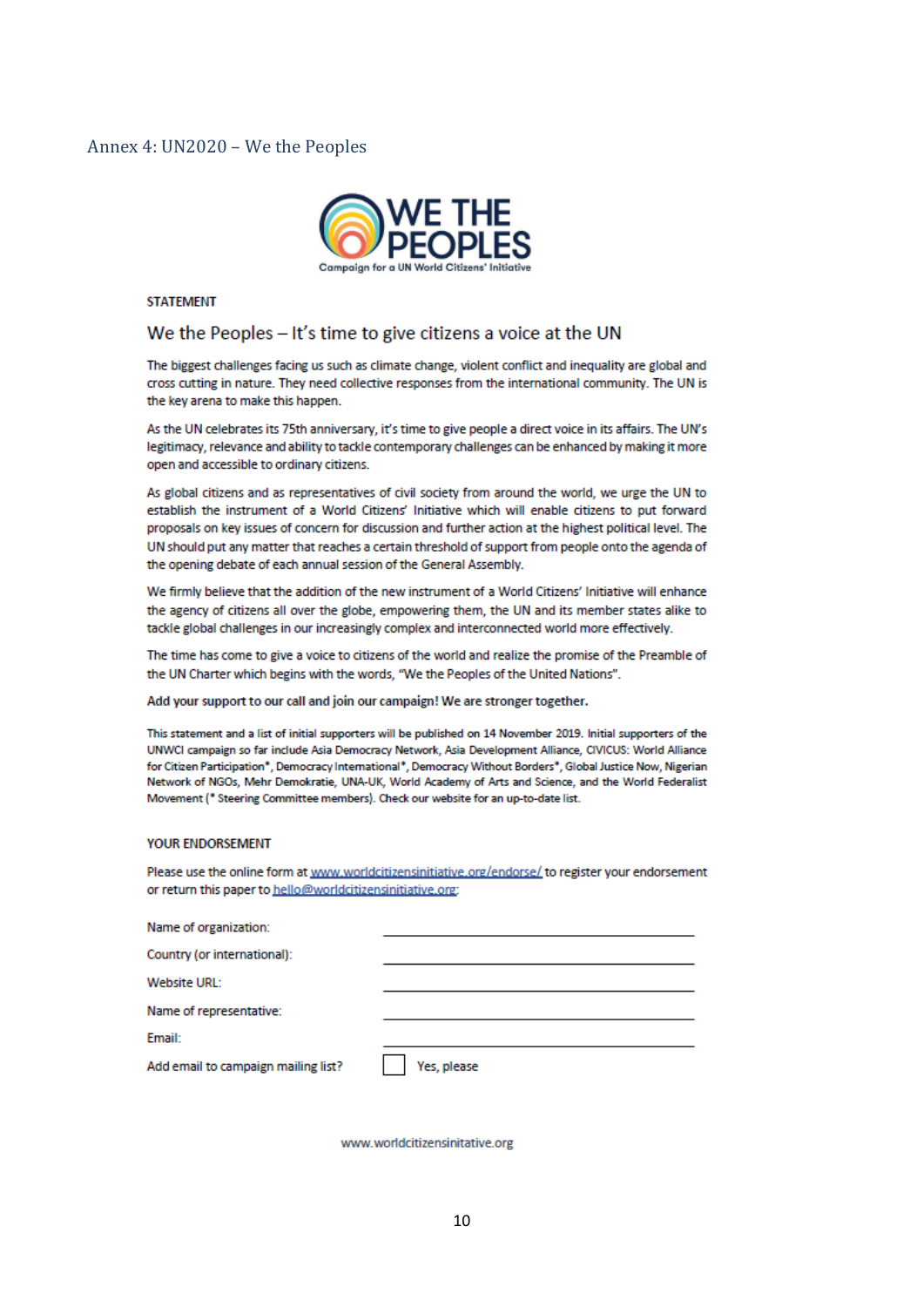## Annex 4: UN2020 – We the Peoples

WE THE PEOPLES

Campaign for a UN World Citizens' Initiative

**STATEMENT**

### We the Peoples – It's time to give citizens a voice at the UN

The biggest challenges facing us such as climate change, violent conflict and inequality are global and cross cutting in nature. They need collective responses from the international community. The UN is the key arena to make this happen.

As the UN celebrates its 75th anniversary, it's time to give people a direct voice in its affairs. The UN's legitimacy, relevance and ability to tackle contemporary challenges can be enhanced by making it more open and accessible to ordinary citizens.

As global citizens and as representatives of civil society from around the world, we urge the UN to establish the instrument of a World Citizens' Initiative which will enable citizens to put forward proposals on key issues of concern for discussion and further action at the highest political level. The UN should put any matter that reaches a certain threshold of support from people onto the agenda of the opening debate of each annual session of the General Assembly.

We firmly believe that the addition of the new instrument of a World Citizens' Initiative will enhance the agency of citizens all over the globe, empowering them, the UN and its member states alike to tackle global challenges in our increasingly complex and interconnected world more effectively.

The time has come to give a voice to citizens of the world and realize the promise of the Preamble of the UN Charter which begins with the words, "We the Peoples of the United Nations".

**Add your support to our call and join our campaign! We are stronger together.**

This statement and a list of initial supporters will be published on 14 November 2019. Initial supporters of the UNWCI campaign so far include Asia Democracy Network, Asia Development Alliance, CIVICUS: World Alliance for Citizen Participation*, Democracy International*, Democracy Without Borders*, Global Justice Now, Nigerian Network of NGOs, Mehr Demokratie, UNA-UK, World Academy of Arts and Science, and the World Federalist Movement (* Steering Committee members). Check our website for an up-to-date list.

**YOUR ENDORSEMENT**

Please use the online form at www.worldcitizensinitiative.org/endorse/ to register your endorsement or return this paper to hello@worldcitizensinitiative.org:

| | |
|---|---|
| Name of organization: | ______________________ |
| Country (or international): | ______________________ |
| Website URL: | ______________________ |
| Name of representative: | ______________________ |
| Email: | ______________________ |
| Add email to campaign mailing list? | ☐ Yes, please |

www.worldcitizensinitative.org